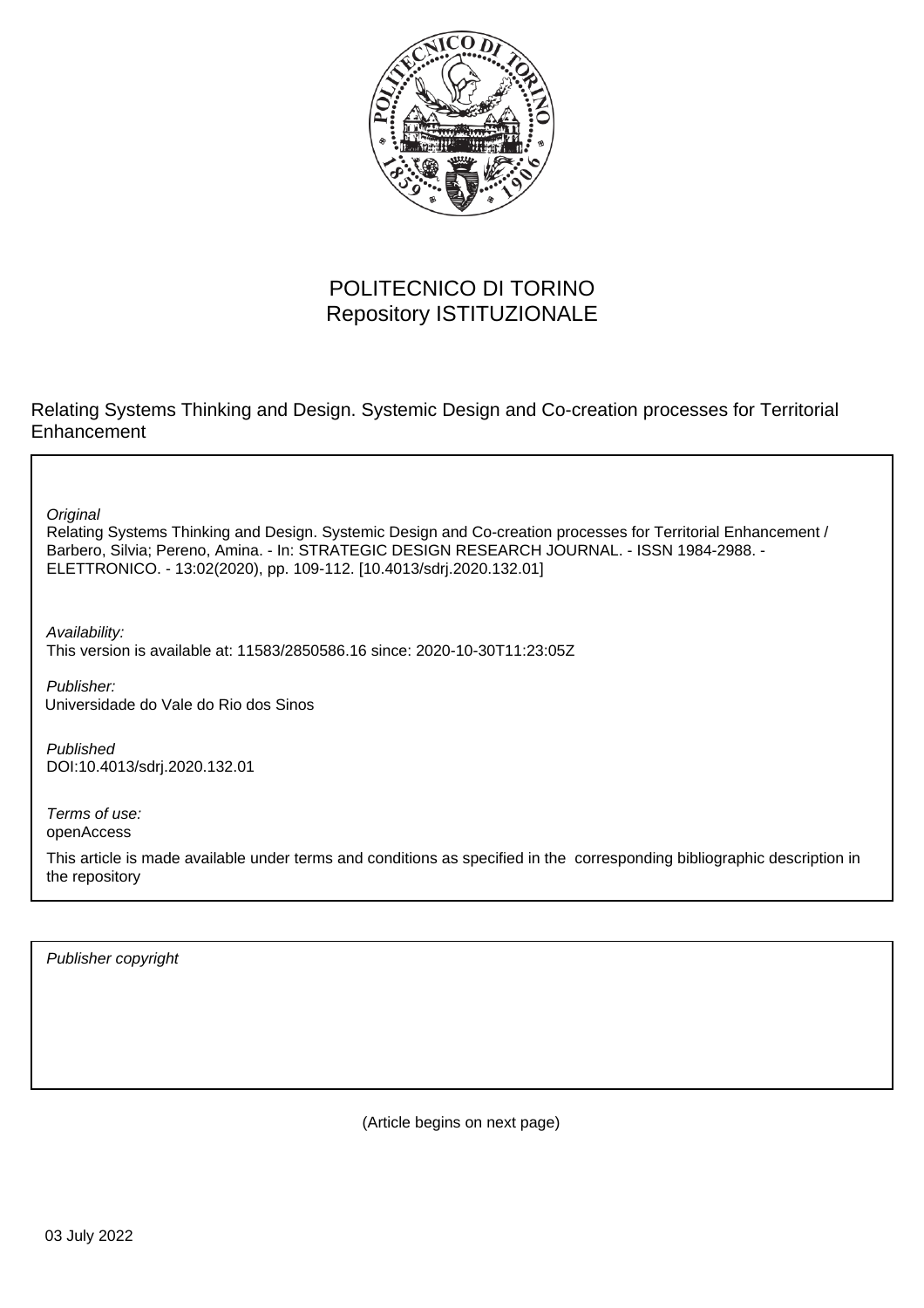POLITECNICO DI TORINO
Repository ISTITUZIONALE

Relating Systems Thinking and Design. Systemic Design and Co-creation processes for Territorial Enhancement

*Original*
Relating Systems Thinking and Design. Systemic Design and Co-creation processes for Territorial Enhancement / Barbero, Silvia; Pereno, Amina. - In: STRATEGIC DESIGN RESEARCH JOURNAL. - ISSN 1984-2988. - ELETTRONICO. - 13:02(2020), pp. 109-112. [10.4013/sdrj.2020.132.01]

*Availability:*
This version is available at: 11583/2850586.16 since: 2020-10-30T11:23:05Z

*Publisher:*
Universidade do Vale do Rio dos Sinos

*Published*
DOI:10.4013/sdrj.2020.132.01

*Terms of use:*
openAccess

This article is made available under terms and conditions as specified in the corresponding bibliographic description in the repository

*Publisher copyright*

(Article begins on next page)

03 July 2022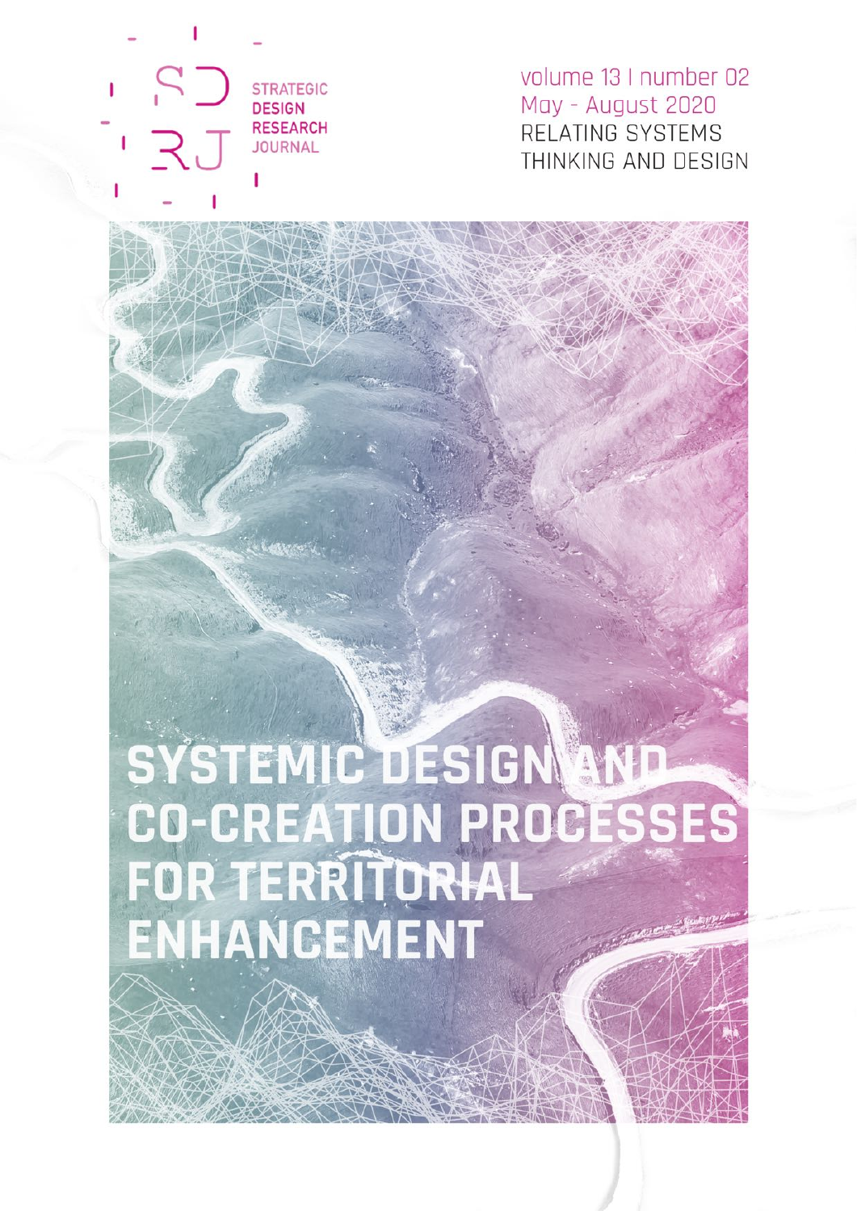STRATEGIC DESIGN RESEARCH JOURNAL

volume 13 | number 02
May - August 2020
RELATING SYSTEMS THINKING AND DESIGN

# SYSTEMIC DESIGN AND CO-CREATION PROCESSES FOR TERRITORIAL ENHANCEMENT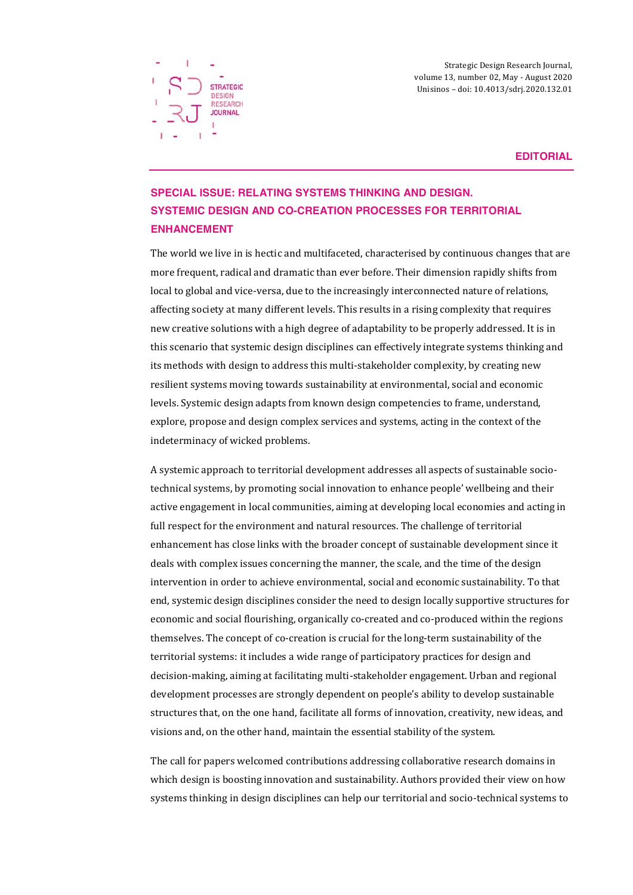EDITORIAL

## SPECIAL ISSUE: RELATING SYSTEMS THINKING AND DESIGN. SYSTEMIC DESIGN AND CO-CREATION PROCESSES FOR TERRITORIAL ENHANCEMENT

The world we live in is hectic and multifaceted, characterised by continuous changes that are more frequent, radical and dramatic than ever before. Their dimension rapidly shifts from local to global and vice-versa, due to the increasingly interconnected nature of relations, affecting society at many different levels. This results in a rising complexity that requires new creative solutions with a high degree of adaptability to be properly addressed. It is in this scenario that systemic design disciplines can effectively integrate systems thinking and its methods with design to address this multi-stakeholder complexity, by creating new resilient systems moving towards sustainability at environmental, social and economic levels. Systemic design adapts from known design competencies to frame, understand, explore, propose and design complex services and systems, acting in the context of the indeterminacy of wicked problems.

A systemic approach to territorial development addresses all aspects of sustainable socio-technical systems, by promoting social innovation to enhance people' wellbeing and their active engagement in local communities, aiming at developing local economies and acting in full respect for the environment and natural resources. The challenge of territorial enhancement has close links with the broader concept of sustainable development since it deals with complex issues concerning the manner, the scale, and the time of the design intervention in order to achieve environmental, social and economic sustainability. To that end, systemic design disciplines consider the need to design locally supportive structures for economic and social flourishing, organically co-created and co-produced within the regions themselves. The concept of co-creation is crucial for the long-term sustainability of the territorial systems: it includes a wide range of participatory practices for design and decision-making, aiming at facilitating multi-stakeholder engagement. Urban and regional development processes are strongly dependent on people's ability to develop sustainable structures that, on the one hand, facilitate all forms of innovation, creativity, new ideas, and visions and, on the other hand, maintain the essential stability of the system.

The call for papers welcomed contributions addressing collaborative research domains in which design is boosting innovation and sustainability. Authors provided their view on how systems thinking in design disciplines can help our territorial and socio-technical systems to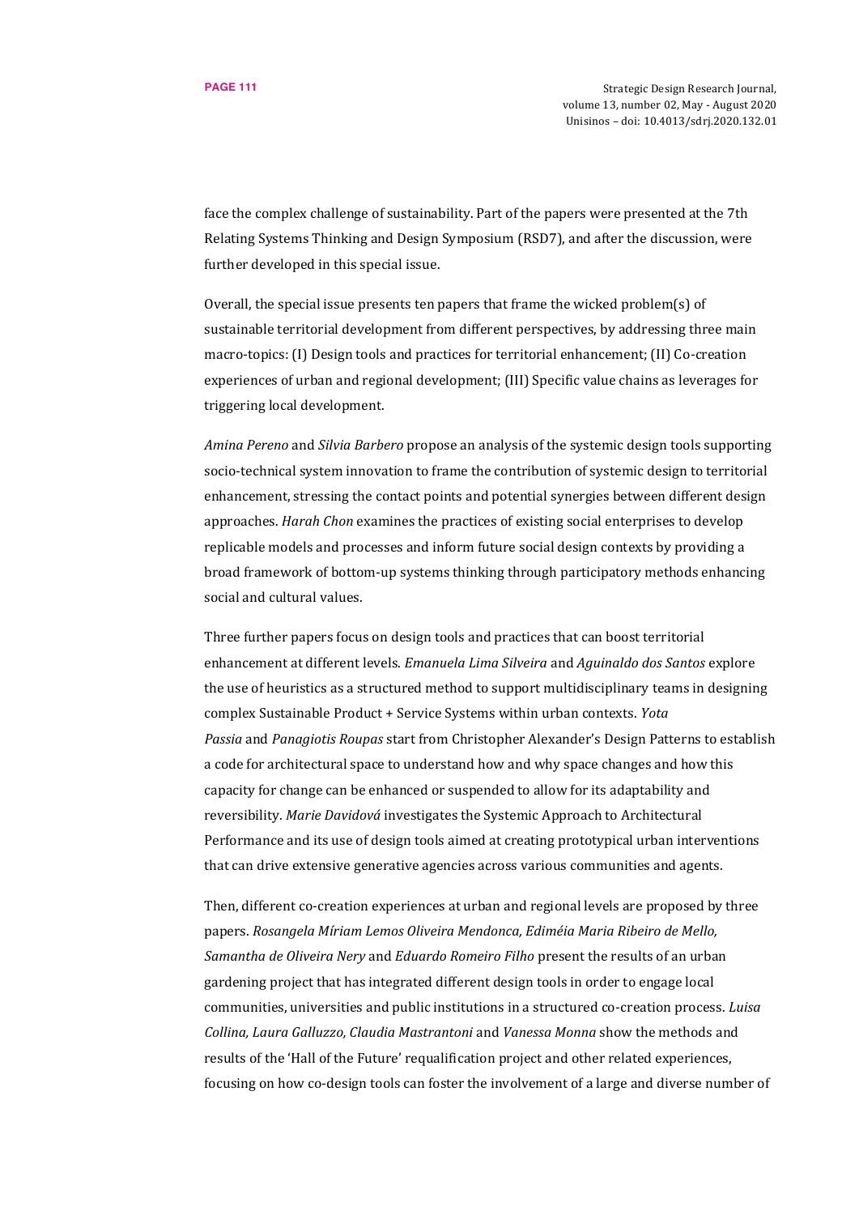face the complex challenge of sustainability. Part of the papers were presented at the 7th Relating Systems Thinking and Design Symposium (RSD7), and after the discussion, were further developed in this special issue.

Overall, the special issue presents ten papers that frame the wicked problem(s) of sustainable territorial development from different perspectives, by addressing three main macro-topics: (I) Design tools and practices for territorial enhancement; (II) Co-creation experiences of urban and regional development; (III) Specific value chains as leverages for triggering local development.

*Amina Pereno* and *Silvia Barbero* propose an analysis of the systemic design tools supporting socio-technical system innovation to frame the contribution of systemic design to territorial enhancement, stressing the contact points and potential synergies between different design approaches. *Harah Chon* examines the practices of existing social enterprises to develop replicable models and processes and inform future social design contexts by providing a broad framework of bottom-up systems thinking through participatory methods enhancing social and cultural values.

Three further papers focus on design tools and practices that can boost territorial enhancement at different levels. *Emanuela Lima Silveira* and *Aguinaldo dos Santos* explore the use of heuristics as a structured method to support multidisciplinary teams in designing complex Sustainable Product + Service Systems within urban contexts. *Yota Passia* and *Panagiotis Roupas* start from Christopher Alexander's Design Patterns to establish a code for architectural space to understand how and why space changes and how this capacity for change can be enhanced or suspended to allow for its adaptability and reversibility. *Marie Davidová* investigates the Systemic Approach to Architectural Performance and its use of design tools aimed at creating prototypical urban interventions that can drive extensive generative agencies across various communities and agents.

Then, different co-creation experiences at urban and regional levels are proposed by three papers. *Rosangela Míriam Lemos Oliveira Mendonca, Ediméia Maria Ribeiro de Mello, Samantha de Oliveira Nery* and *Eduardo Romeiro Filho* present the results of an urban gardening project that has integrated different design tools in order to engage local communities, universities and public institutions in a structured co-creation process. *Luisa Collina, Laura Galluzzo, Claudia Mastrantoni* and *Vanessa Monna* show the methods and results of the 'Hall of the Future' requalification project and other related experiences, focusing on how co-design tools can foster the involvement of a large and diverse number of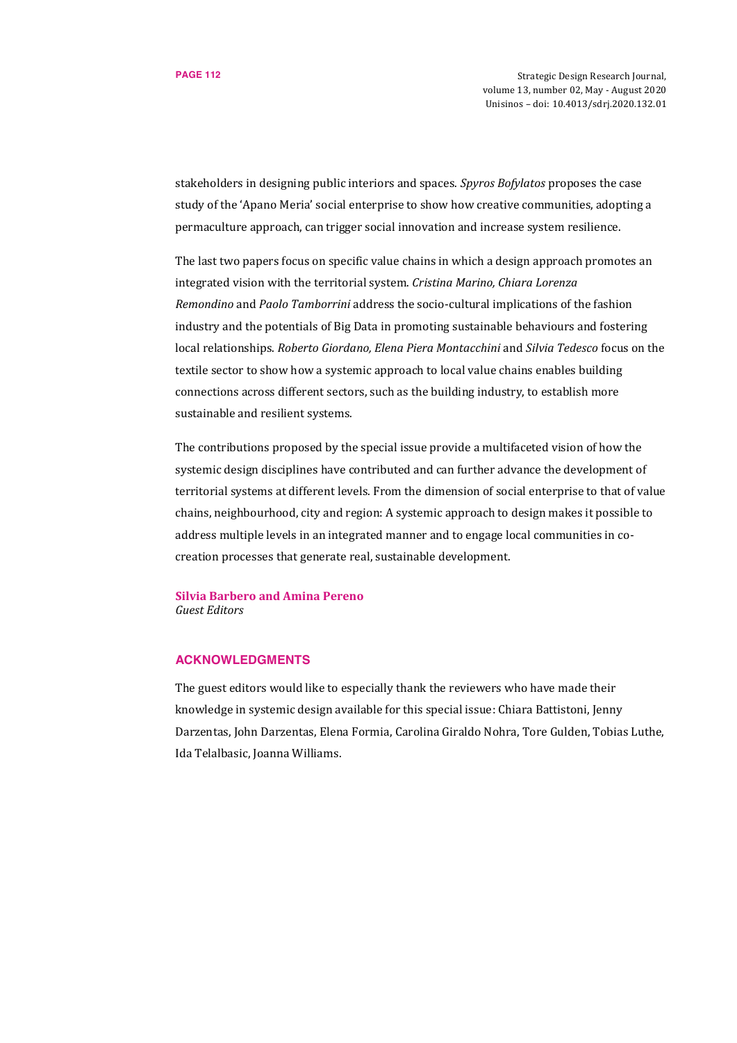stakeholders in designing public interiors and spaces. *Spyros Bofylatos* proposes the case study of the 'Apano Meria' social enterprise to show how creative communities, adopting a permaculture approach, can trigger social innovation and increase system resilience.

The last two papers focus on specific value chains in which a design approach promotes an integrated vision with the territorial system. *Cristina Marino, Chiara Lorenza Remondino* and *Paolo Tamborrini* address the socio-cultural implications of the fashion industry and the potentials of Big Data in promoting sustainable behaviours and fostering local relationships. *Roberto Giordano, Elena Piera Montacchini* and *Silvia Tedesco* focus on the textile sector to show how a systemic approach to local value chains enables building connections across different sectors, such as the building industry, to establish more sustainable and resilient systems.

The contributions proposed by the special issue provide a multifaceted vision of how the systemic design disciplines have contributed and can further advance the development of territorial systems at different levels. From the dimension of social enterprise to that of value chains, neighbourhood, city and region: A systemic approach to design makes it possible to address multiple levels in an integrated manner and to engage local communities in co-creation processes that generate real, sustainable development.

**Silvia Barbero and Amina Pereno**
*Guest Editors*

## ACKNOWLEDGMENTS

The guest editors would like to especially thank the reviewers who have made their knowledge in systemic design available for this special issue: Chiara Battistoni, Jenny Darzentas, John Darzentas, Elena Formia, Carolina Giraldo Nohra, Tore Gulden, Tobias Luthe, Ida Telalbasic, Joanna Williams.